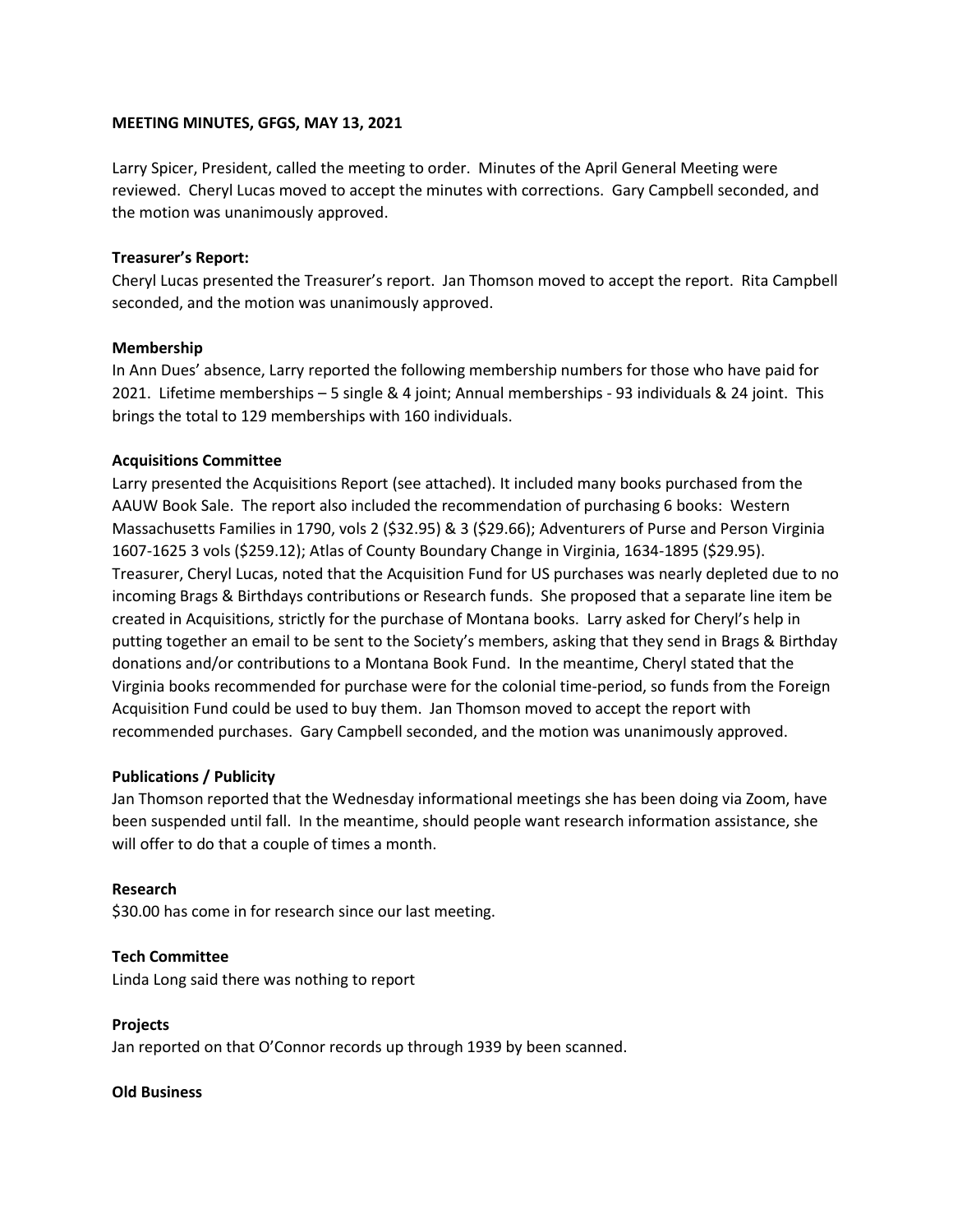**MEETING MINUTES, GFGS, MAY 13, 2021**

Larry Spicer, President, called the meeting to order. Minutes of the April General Meeting were reviewed. Cheryl Lucas moved to accept the minutes with corrections. Gary Campbell seconded, and the motion was unanimously approved.

**Treasurer's Report:**
Cheryl Lucas presented the Treasurer's report. Jan Thomson moved to accept the report. Rita Campbell seconded, and the motion was unanimously approved.

**Membership**
In Ann Dues' absence, Larry reported the following membership numbers for those who have paid for 2021. Lifetime memberships – 5 single & 4 joint; Annual memberships - 93 individuals & 24 joint. This brings the total to 129 memberships with 160 individuals.

**Acquisitions Committee**
Larry presented the Acquisitions Report (see attached). It included many books purchased from the AAUW Book Sale. The report also included the recommendation of purchasing 6 books: Western Massachusetts Families in 1790, vols 2 ($32.95) & 3 ($29.66); Adventurers of Purse and Person Virginia 1607-1625 3 vols ($259.12); Atlas of County Boundary Change in Virginia, 1634-1895 ($29.95). Treasurer, Cheryl Lucas, noted that the Acquisition Fund for US purchases was nearly depleted due to no incoming Brags & Birthdays contributions or Research funds. She proposed that a separate line item be created in Acquisitions, strictly for the purchase of Montana books. Larry asked for Cheryl's help in putting together an email to be sent to the Society's members, asking that they send in Brags & Birthday donations and/or contributions to a Montana Book Fund. In the meantime, Cheryl stated that the Virginia books recommended for purchase were for the colonial time-period, so funds from the Foreign Acquisition Fund could be used to buy them. Jan Thomson moved to accept the report with recommended purchases. Gary Campbell seconded, and the motion was unanimously approved.

**Publications / Publicity**
Jan Thomson reported that the Wednesday informational meetings she has been doing via Zoom, have been suspended until fall. In the meantime, should people want research information assistance, she will offer to do that a couple of times a month.

**Research**
$30.00 has come in for research since our last meeting.

**Tech Committee**
Linda Long said there was nothing to report

**Projects**
Jan reported on that O'Connor records up through 1939 by been scanned.

**Old Business**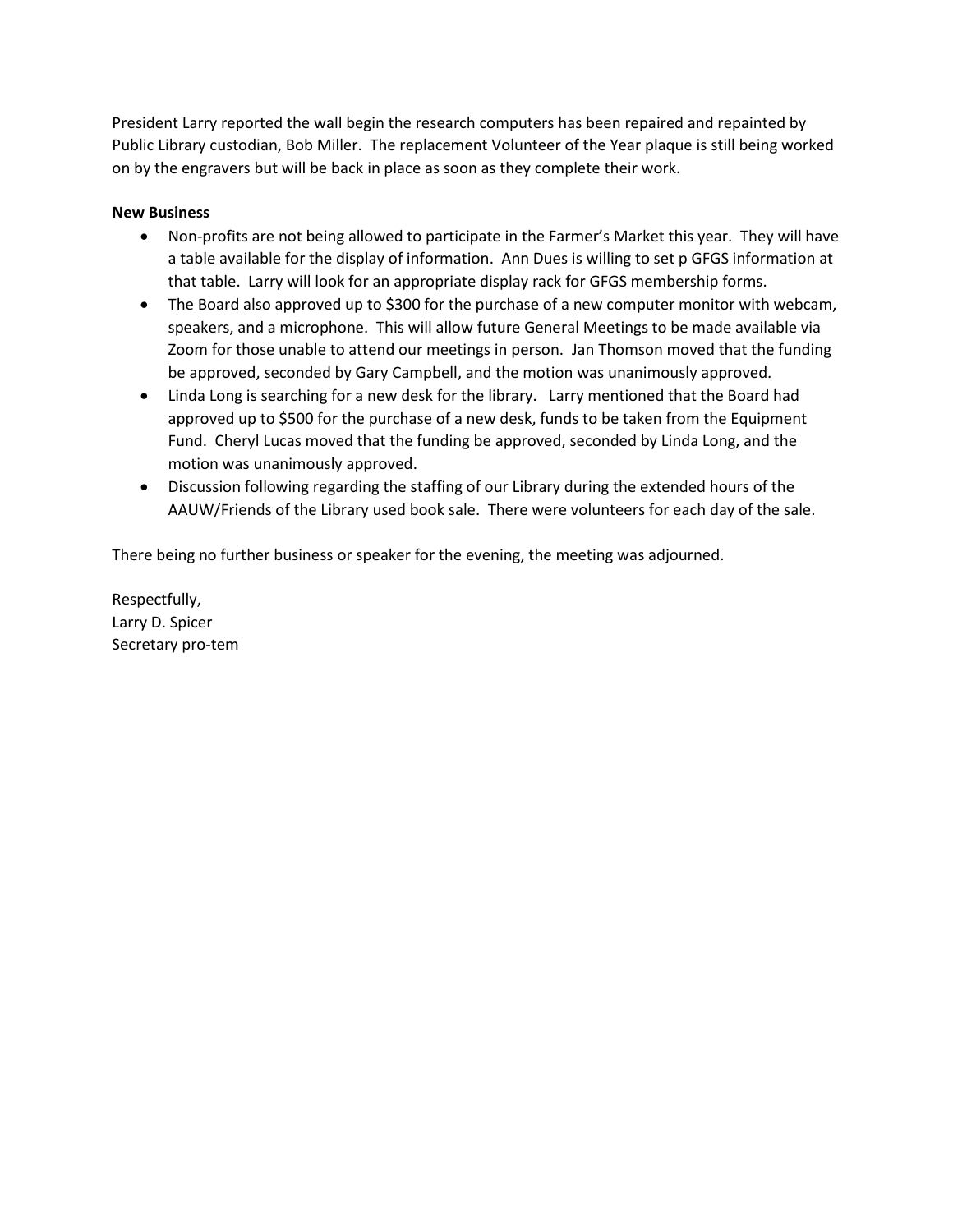President Larry reported the wall begin the research computers has been repaired and repainted by Public Library custodian, Bob Miller. The replacement Volunteer of the Year plaque is still being worked on by the engravers but will be back in place as soon as they complete their work.

**New Business**

- Non-profits are not being allowed to participate in the Farmer's Market this year. They will have a table available for the display of information. Ann Dues is willing to set p GFGS information at that table. Larry will look for an appropriate display rack for GFGS membership forms.
- The Board also approved up to $300 for the purchase of a new computer monitor with webcam, speakers, and a microphone. This will allow future General Meetings to be made available via Zoom for those unable to attend our meetings in person. Jan Thomson moved that the funding be approved, seconded by Gary Campbell, and the motion was unanimously approved.
- Linda Long is searching for a new desk for the library. Larry mentioned that the Board had approved up to $500 for the purchase of a new desk, funds to be taken from the Equipment Fund. Cheryl Lucas moved that the funding be approved, seconded by Linda Long, and the motion was unanimously approved.
- Discussion following regarding the staffing of our Library during the extended hours of the AAUW/Friends of the Library used book sale. There were volunteers for each day of the sale.

There being no further business or speaker for the evening, the meeting was adjourned.

Respectfully,
Larry D. Spicer
Secretary pro-tem